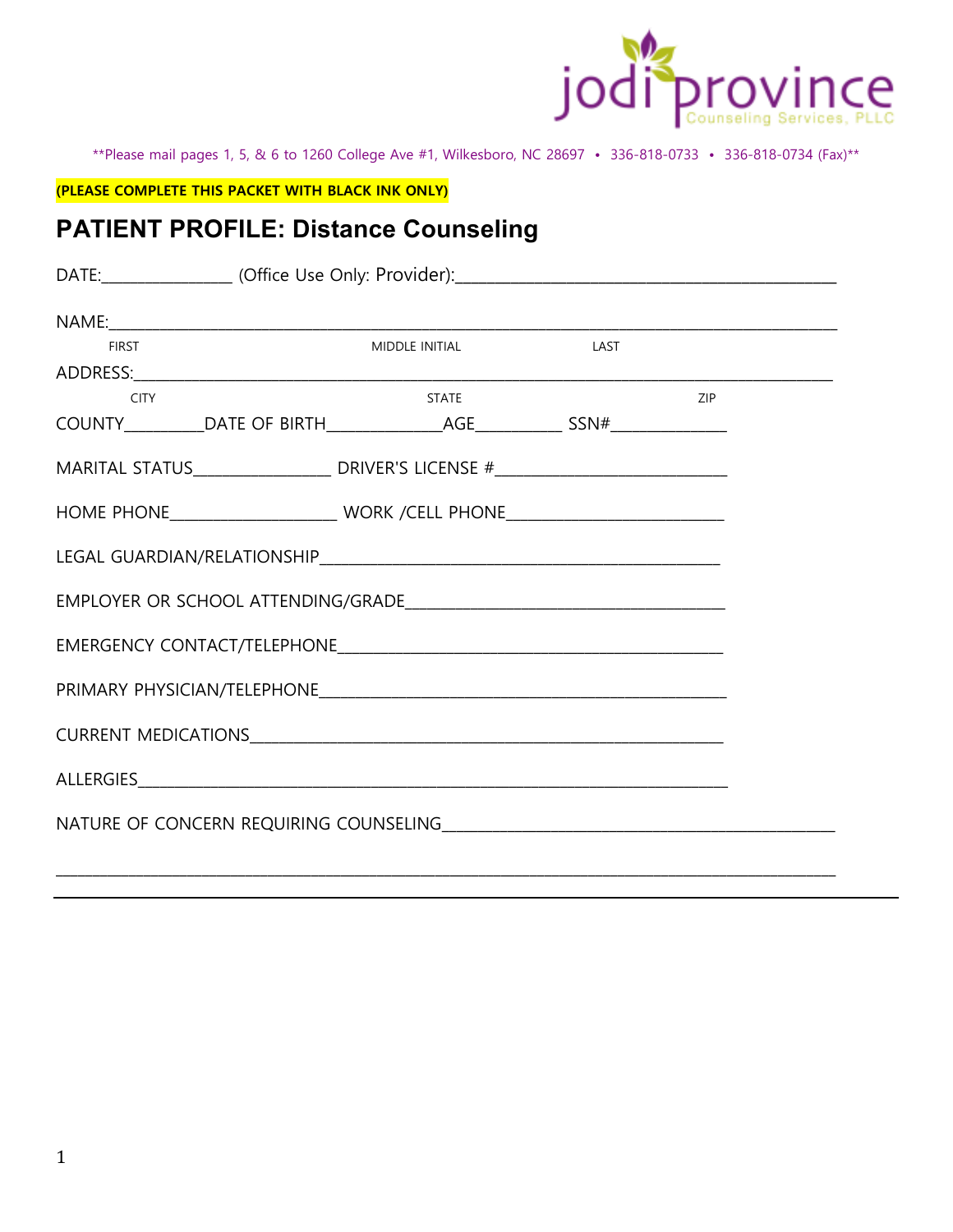jodi province
Counseling Services, PLLC

**Please mail pages 1, 5, & 6 to 1260 College Ave #1, Wilkesboro, NC 28697 • 336-818-0733 • 336-818-0734 (Fax)**

**(PLEASE COMPLETE THIS PACKET WITH BLACK INK ONLY)**

# PATIENT PROFILE: Distance Counseling

DATE:_______________ (Office Use Only: Provider):___________________________________________

NAME:_____________________________________________________________________________________
FIRST MIDDLE INITIAL LAST

ADDRESS:__________________________________________________________________________________
CITY STATE ZIP

COUNTY_________DATE OF BIRTH_____________AGE__________ SSN#_____________

MARITAL STATUS________________ DRIVER'S LICENSE #__________________________

HOME PHONE___________________ WORK /CELL PHONE________________________

LEGAL GUARDIAN/RELATIONSHIP_____________________________________________

EMPLOYER OR SCHOOL ATTENDING/GRADE____________________________________

EMERGENCY CONTACT/TELEPHONE____________________________________________

PRIMARY PHYSICIAN/TELEPHONE_____________________________________________

CURRENT MEDICATIONS_____________________________________________________

ALLERGIES______________________________________________________________

NATURE OF CONCERN REQUIRING COUNSELING_____________________________________________

___________________________________________________________________________________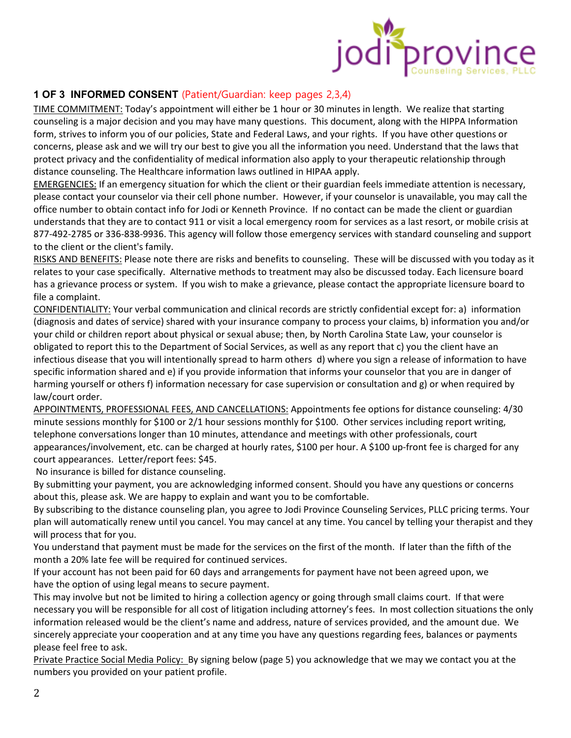jodi province Counseling Services, PLLC

## 1 OF 3 INFORMED CONSENT (Patient/Guardian: keep pages 2,3,4)

<u>TIME COMMITMENT:</u> Today's appointment will either be 1 hour or 30 minutes in length. We realize that starting counseling is a major decision and you may have many questions. This document, along with the HIPPA Information form, strives to inform you of our policies, State and Federal Laws, and your rights. If you have other questions or concerns, please ask and we will try our best to give you all the information you need. Understand that the laws that protect privacy and the confidentiality of medical information also apply to your therapeutic relationship through distance counseling. The Healthcare information laws outlined in HIPAA apply.

<u>EMERGENCIES:</u> If an emergency situation for which the client or their guardian feels immediate attention is necessary, please contact your counselor via their cell phone number. However, if your counselor is unavailable, you may call the office number to obtain contact info for Jodi or Kenneth Province. If no contact can be made the client or guardian understands that they are to contact 911 or visit a local emergency room for services as a last resort, or mobile crisis at 877-492-2785 or 336-838-9936. This agency will follow those emergency services with standard counseling and support to the client or the client's family.

<u>RISKS AND BENEFITS:</u> Please note there are risks and benefits to counseling. These will be discussed with you today as it relates to your case specifically. Alternative methods to treatment may also be discussed today. Each licensure board has a grievance process or system. If you wish to make a grievance, please contact the appropriate licensure board to file a complaint.

<u>CONFIDENTIALITY:</u> Your verbal communication and clinical records are strictly confidential except for: a) information (diagnosis and dates of service) shared with your insurance company to process your claims, b) information you and/or your child or children report about physical or sexual abuse; then, by North Carolina State Law, your counselor is obligated to report this to the Department of Social Services, as well as any report that c) you the client have an infectious disease that you will intentionally spread to harm others d) where you sign a release of information to have specific information shared and e) if you provide information that informs your counselor that you are in danger of harming yourself or others f) information necessary for case supervision or consultation and g) or when required by law/court order.

<u>APPOINTMENTS, PROFESSIONAL FEES, AND CANCELLATIONS:</u> Appointments fee options for distance counseling: 4/30 minute sessions monthly for $100 or 2/1 hour sessions monthly for $100. Other services including report writing, telephone conversations longer than 10 minutes, attendance and meetings with other professionals, court appearances/involvement, etc. can be charged at hourly rates, $100 per hour. A $100 up-front fee is charged for any court appearances. Letter/report fees: $45.

No insurance is billed for distance counseling.

By submitting your payment, you are acknowledging informed consent. Should you have any questions or concerns about this, please ask. We are happy to explain and want you to be comfortable.

By subscribing to the distance counseling plan, you agree to Jodi Province Counseling Services, PLLC pricing terms. Your plan will automatically renew until you cancel. You may cancel at any time. You cancel by telling your therapist and they will process that for you.

You understand that payment must be made for the services on the first of the month. If later than the fifth of the month a 20% late fee will be required for continued services.

If your account has not been paid for 60 days and arrangements for payment have not been agreed upon, we have the option of using legal means to secure payment.

This may involve but not be limited to hiring a collection agency or going through small claims court. If that were necessary you will be responsible for all cost of litigation including attorney's fees. In most collection situations the only information released would be the client's name and address, nature of services provided, and the amount due. We sincerely appreciate your cooperation and at any time you have any questions regarding fees, balances or payments please feel free to ask.

<u>Private Practice Social Media Policy:</u> By signing below (page 5) you acknowledge that we may we contact you at the numbers you provided on your patient profile.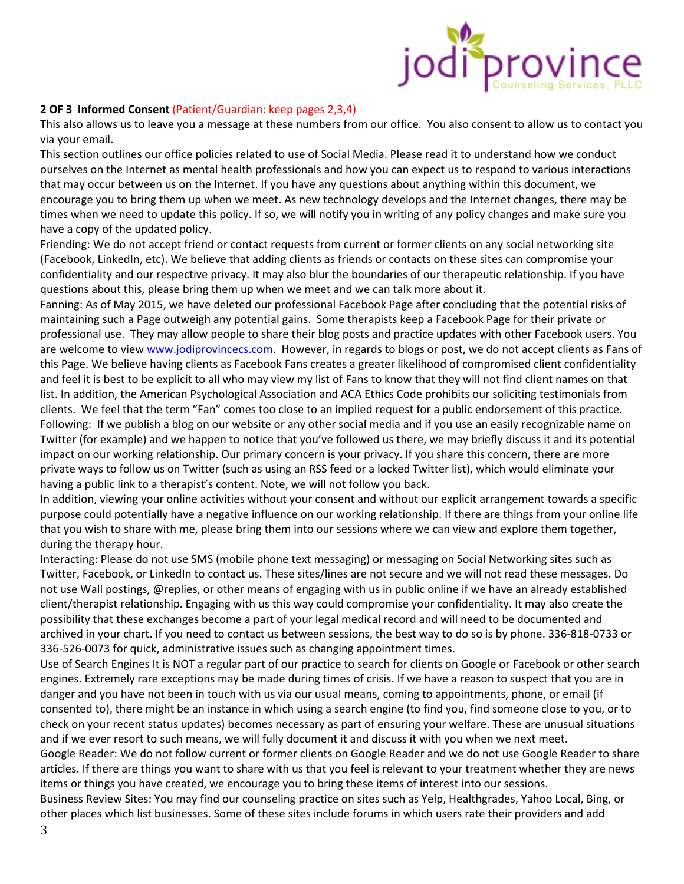**2 OF 3 Informed Consent** (Patient/Guardian: keep pages 2,3,4)

This also allows us to leave you a message at these numbers from our office. You also consent to allow us to contact you via your email.

This section outlines our office policies related to use of Social Media. Please read it to understand how we conduct ourselves on the Internet as mental health professionals and how you can expect us to respond to various interactions that may occur between us on the Internet. If you have any questions about anything within this document, we encourage you to bring them up when we meet. As new technology develops and the Internet changes, there may be times when we need to update this policy. If so, we will notify you in writing of any policy changes and make sure you have a copy of the updated policy.

Friending: We do not accept friend or contact requests from current or former clients on any social networking site (Facebook, LinkedIn, etc). We believe that adding clients as friends or contacts on these sites can compromise your confidentiality and our respective privacy. It may also blur the boundaries of our therapeutic relationship. If you have questions about this, please bring them up when we meet and we can talk more about it.

Fanning: As of May 2015, we have deleted our professional Facebook Page after concluding that the potential risks of maintaining such a Page outweigh any potential gains. Some therapists keep a Facebook Page for their private or professional use. They may allow people to share their blog posts and practice updates with other Facebook users. You are welcome to view [www.jodiprovincecs.com](http://www.jodiprovincecs.com). However, in regards to blogs or post, we do not accept clients as Fans of this Page. We believe having clients as Facebook Fans creates a greater likelihood of compromised client confidentiality and feel it is best to be explicit to all who may view my list of Fans to know that they will not find client names on that list. In addition, the American Psychological Association and ACA Ethics Code prohibits our soliciting testimonials from clients. We feel that the term "Fan" comes too close to an implied request for a public endorsement of this practice.

Following: If we publish a blog on our website or any other social media and if you use an easily recognizable name on Twitter (for example) and we happen to notice that you've followed us there, we may briefly discuss it and its potential impact on our working relationship. Our primary concern is your privacy. If you share this concern, there are more private ways to follow us on Twitter (such as using an RSS feed or a locked Twitter list), which would eliminate your having a public link to a therapist's content. Note, we will not follow you back.

In addition, viewing your online activities without your consent and without our explicit arrangement towards a specific purpose could potentially have a negative influence on our working relationship. If there are things from your online life that you wish to share with me, please bring them into our sessions where we can view and explore them together, during the therapy hour.

Interacting: Please do not use SMS (mobile phone text messaging) or messaging on Social Networking sites such as Twitter, Facebook, or LinkedIn to contact us. These sites/lines are not secure and we will not read these messages. Do not use Wall postings, @replies, or other means of engaging with us in public online if we have an already established client/therapist relationship. Engaging with us this way could compromise your confidentiality. It may also create the possibility that these exchanges become a part of your legal medical record and will need to be documented and archived in your chart. If you need to contact us between sessions, the best way to do so is by phone. 336-818-0733 or 336-526-0073 for quick, administrative issues such as changing appointment times.

Use of Search Engines It is NOT a regular part of our practice to search for clients on Google or Facebook or other search engines. Extremely rare exceptions may be made during times of crisis. If we have a reason to suspect that you are in danger and you have not been in touch with us via our usual means, coming to appointments, phone, or email (if consented to), there might be an instance in which using a search engine (to find you, find someone close to you, or to check on your recent status updates) becomes necessary as part of ensuring your welfare. These are unusual situations and if we ever resort to such means, we will fully document it and discuss it with you when we next meet.

Google Reader: We do not follow current or former clients on Google Reader and we do not use Google Reader to share articles. If there are things you want to share with us that you feel is relevant to your treatment whether they are news items or things you have created, we encourage you to bring these items of interest into our sessions.

Business Review Sites: You may find our counseling practice on sites such as Yelp, Healthgrades, Yahoo Local, Bing, or other places which list businesses. Some of these sites include forums in which users rate their providers and add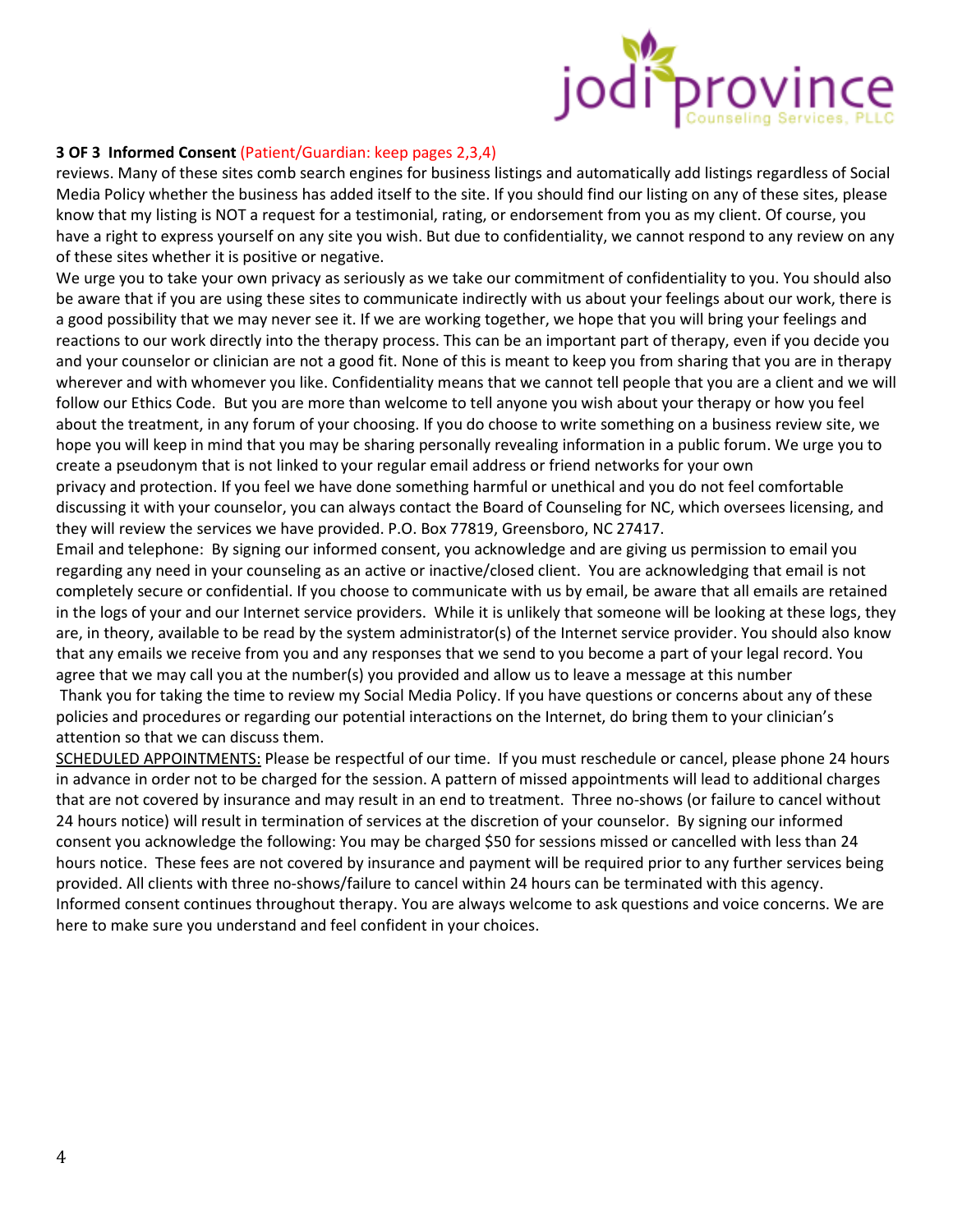**3 OF 3 Informed Consent** (Patient/Guardian: keep pages 2,3,4)

reviews. Many of these sites comb search engines for business listings and automatically add listings regardless of Social Media Policy whether the business has added itself to the site. If you should find our listing on any of these sites, please know that my listing is NOT a request for a testimonial, rating, or endorsement from you as my client. Of course, you have a right to express yourself on any site you wish. But due to confidentiality, we cannot respond to any review on any of these sites whether it is positive or negative.

We urge you to take your own privacy as seriously as we take our commitment of confidentiality to you. You should also be aware that if you are using these sites to communicate indirectly with us about your feelings about our work, there is a good possibility that we may never see it. If we are working together, we hope that you will bring your feelings and reactions to our work directly into the therapy process. This can be an important part of therapy, even if you decide you and your counselor or clinician are not a good fit. None of this is meant to keep you from sharing that you are in therapy wherever and with whomever you like. Confidentiality means that we cannot tell people that you are a client and we will follow our Ethics Code. But you are more than welcome to tell anyone you wish about your therapy or how you feel about the treatment, in any forum of your choosing. If you do choose to write something on a business review site, we hope you will keep in mind that you may be sharing personally revealing information in a public forum. We urge you to create a pseudonym that is not linked to your regular email address or friend networks for your own privacy and protection. If you feel we have done something harmful or unethical and you do not feel comfortable discussing it with your counselor, you can always contact the Board of Counseling for NC, which oversees licensing, and they will review the services we have provided. P.O. Box 77819, Greensboro, NC 27417.

Email and telephone: By signing our informed consent, you acknowledge and are giving us permission to email you regarding any need in your counseling as an active or inactive/closed client. You are acknowledging that email is not completely secure or confidential. If you choose to communicate with us by email, be aware that all emails are retained in the logs of your and our Internet service providers. While it is unlikely that someone will be looking at these logs, they are, in theory, available to be read by the system administrator(s) of the Internet service provider. You should also know that any emails we receive from you and any responses that we send to you become a part of your legal record. You agree that we may call you at the number(s) you provided and allow us to leave a message at this number

Thank you for taking the time to review my Social Media Policy. If you have questions or concerns about any of these policies and procedures or regarding our potential interactions on the Internet, do bring them to your clinician's attention so that we can discuss them.

SCHEDULED APPOINTMENTS: Please be respectful of our time. If you must reschedule or cancel, please phone 24 hours in advance in order not to be charged for the session. A pattern of missed appointments will lead to additional charges that are not covered by insurance and may result in an end to treatment. Three no-shows (or failure to cancel without 24 hours notice) will result in termination of services at the discretion of your counselor. By signing our informed consent you acknowledge the following: You may be charged $50 for sessions missed or cancelled with less than 24 hours notice. These fees are not covered by insurance and payment will be required prior to any further services being provided. All clients with three no-shows/failure to cancel within 24 hours can be terminated with this agency.

Informed consent continues throughout therapy. You are always welcome to ask questions and voice concerns. We are here to make sure you understand and feel confident in your choices.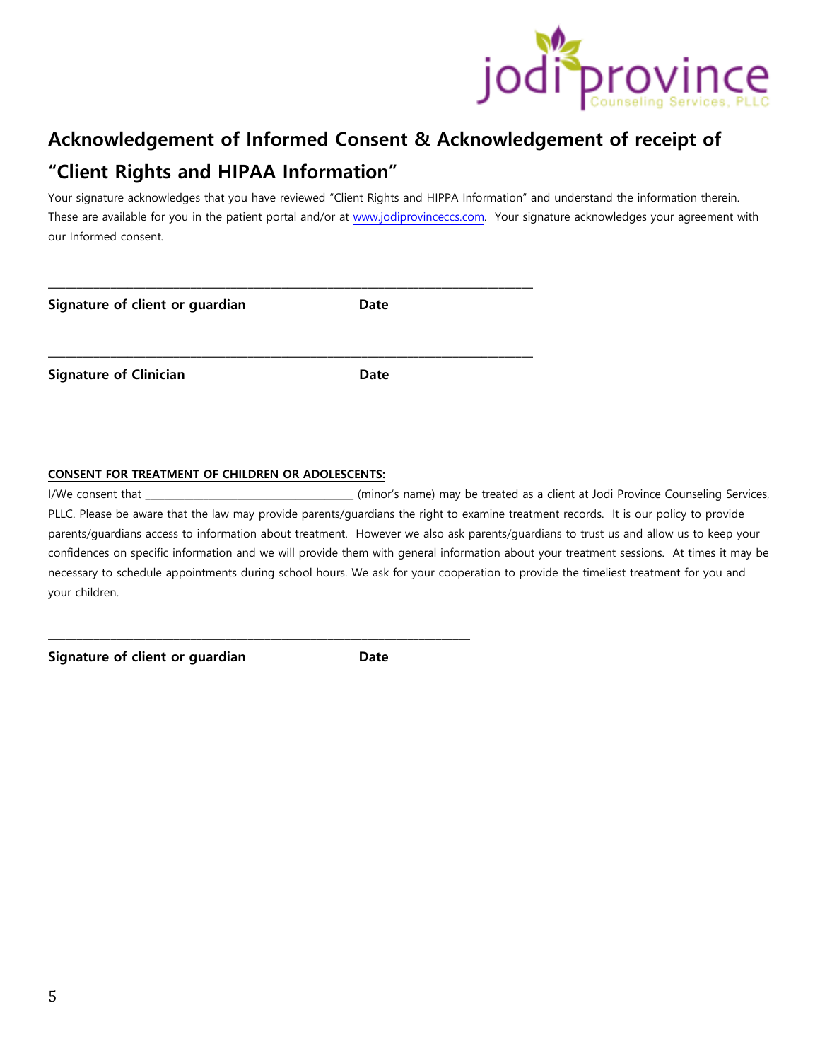# Acknowledgement of Informed Consent & Acknowledgement of receipt of "Client Rights and HIPAA Information"

Your signature acknowledges that you have reviewed "Client Rights and HIPPA Information" and understand the information therein. These are available for you in the patient portal and/or at www.jodiprovinceccs.com. Your signature acknowledges your agreement with our Informed consent.

\_\_\_\_\_\_\_\_\_\_\_\_\_\_\_\_\_\_\_\_\_\_\_\_\_\_\_\_\_\_\_\_\_\_\_\_\_\_\_\_\_\_\_\_\_\_\_\_\_\_\_\_\_\_\_\_\_\_\_\_\_\_\_\_\_\_\_\_\_\_\_\_

**Signature of client or guardian** **Date**

\_\_\_\_\_\_\_\_\_\_\_\_\_\_\_\_\_\_\_\_\_\_\_\_\_\_\_\_\_\_\_\_\_\_\_\_\_\_\_\_\_\_\_\_\_\_\_\_\_\_\_\_\_\_\_\_\_\_\_\_\_\_\_\_\_\_\_\_\_\_\_\_

**Signature of Clinician** **Date**

**<u>CONSENT FOR TREATMENT OF CHILDREN OR ADOLESCENTS:</u>**

I/We consent that \_\_\_\_\_\_\_\_\_\_\_\_\_\_\_\_\_\_\_\_\_\_\_\_\_\_\_\_\_\_\_\_\_\_\_\_\_\_\_ (minor's name) may be treated as a client at Jodi Province Counseling Services, PLLC. Please be aware that the law may provide parents/guardians the right to examine treatment records. It is our policy to provide parents/guardians access to information about treatment. However we also ask parents/guardians to trust us and allow us to keep your confidences on specific information and we will provide them with general information about your treatment sessions. At times it may be necessary to schedule appointments during school hours. We ask for your cooperation to provide the timeliest treatment for you and your children.

\_\_\_\_\_\_\_\_\_\_\_\_\_\_\_\_\_\_\_\_\_\_\_\_\_\_\_\_\_\_\_\_\_\_\_\_\_\_\_\_\_\_\_\_\_\_\_\_\_\_\_\_\_\_\_\_\_\_\_\_\_\_\_\_\_

**Signature of client or guardian** **Date**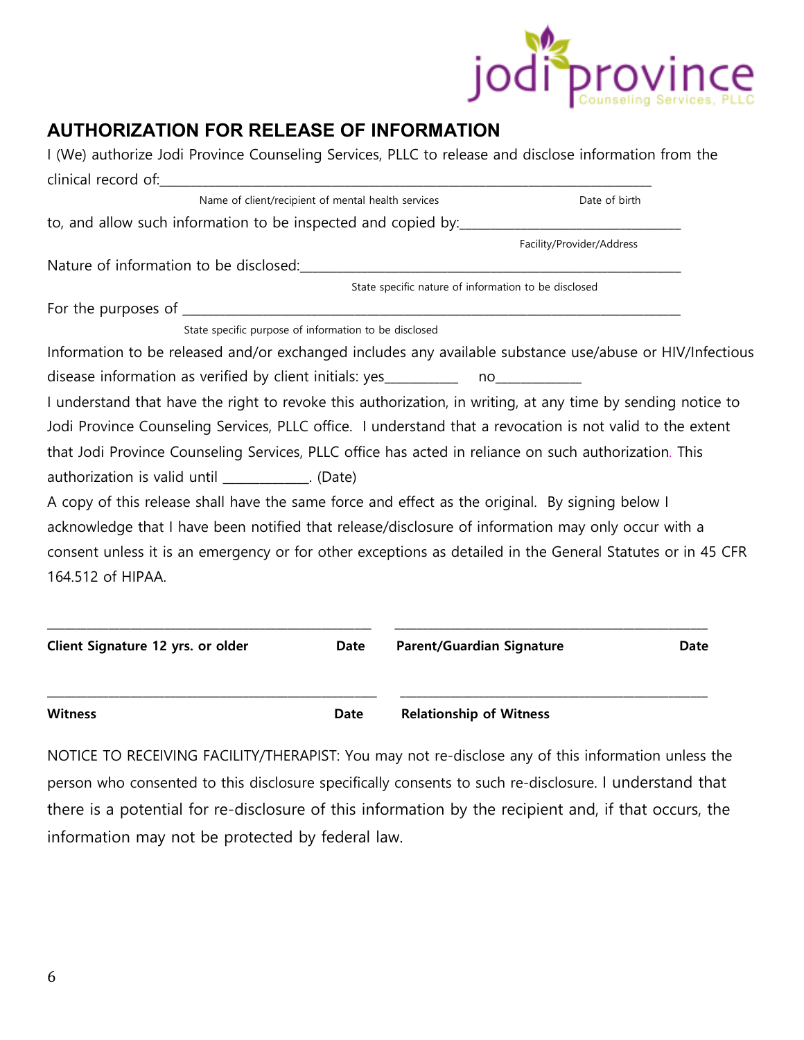jodi province
Counseling Services, PLLC

## AUTHORIZATION FOR RELEASE OF INFORMATION

I (We) authorize Jodi Province Counseling Services, PLLC to release and disclose information from the clinical record of:_______________________________________________________________

Name of client/recipient of mental health services Date of birth

to, and allow such information to be inspected and copied by:_____________________________

Facility/Provider/Address

Nature of information to be disclosed:_________________________________________________

State specific nature of information to be disclosed

For the purposes of _______________________________________________________________

State specific purpose of information to be disclosed

Information to be released and/or exchanged includes any available substance use/abuse or HIV/Infectious disease information as verified by client initials: yes__________ no____________

I understand that have the right to revoke this authorization, in writing, at any time by sending notice to Jodi Province Counseling Services, PLLC office. I understand that a revocation is not valid to the extent that Jodi Province Counseling Services, PLLC office has acted in reliance on such authorization. This authorization is valid until ____________. (Date)

A copy of this release shall have the same force and effect as the original. By signing below I acknowledge that I have been notified that release/disclosure of information may only occur with a consent unless it is an emergency or for other exceptions as detailed in the General Statutes or in 45 CFR 164.512 of HIPAA.

_____________________________________________ _____________________________________________

**Client Signature 12 yrs. or older** **Date** **Parent/Guardian Signature** **Date**

_____________________________________________ _____________________________________________

**Witness** **Date** **Relationship of Witness**

NOTICE TO RECEIVING FACILITY/THERAPIST: You may not re-disclose any of this information unless the person who consented to this disclosure specifically consents to such re-disclosure. I understand that there is a potential for re-disclosure of this information by the recipient and, if that occurs, the information may not be protected by federal law.